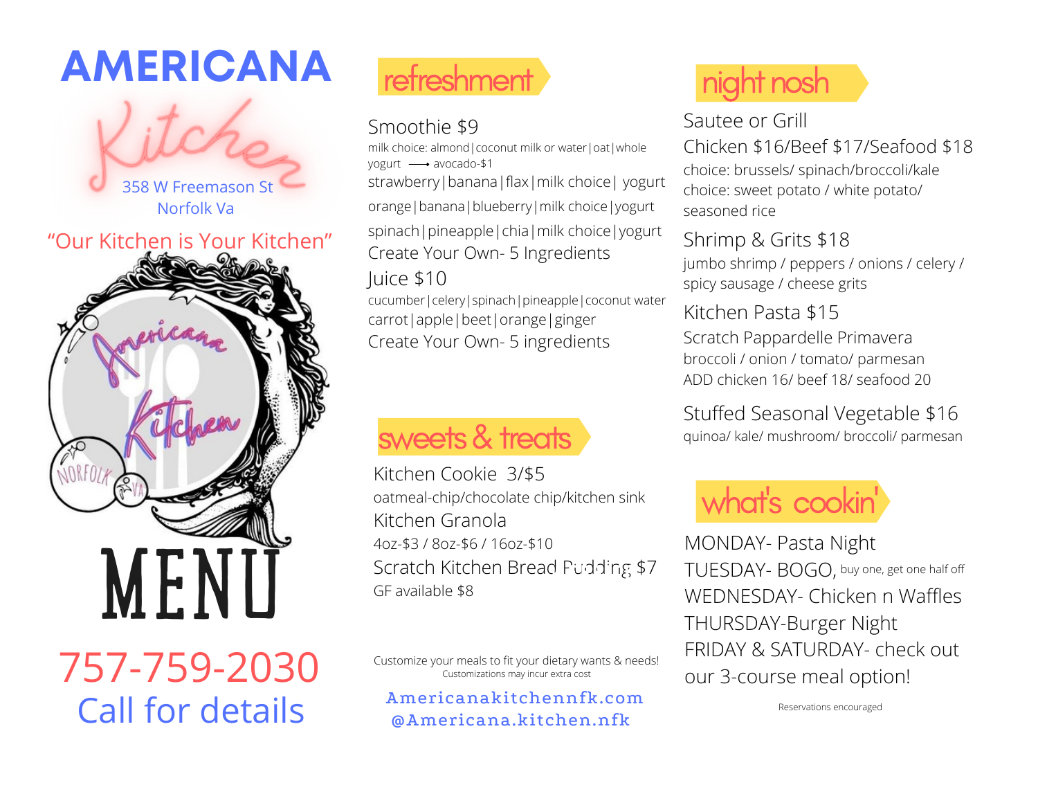# AMERICANA Kitchen

358 W Freemason St
Norfolk Va

"Our Kitchen is Your Kitchen"

# MENU

757-759-2030
Call for details

## refreshment

**Smoothie $9**

milk choice: almond|coconut milk or water|oat|whole
yogurt ⟶ avocado-$1

strawberry|banana|flax|milk choice| yogurt

orange|banana|blueberry|milk choice|yogurt

spinach|pineapple|chia|milk choice|yogurt

Create Your Own- 5 Ingredients

**Juice $10**

cucumber|celery|spinach|pineapple|coconut water

carrot|apple|beet|orange|ginger

Create Your Own- 5 ingredients

## sweets & treats

**Kitchen Cookie 3/$5**

oatmeal-chip/chocolate chip/kitchen sink

**Kitchen Granola**

4oz-$3 / 8oz-$6 / 16oz-$10

**Scratch Kitchen Bread Pudding $7**

GF available $8

Customize your meals to fit your dietary wants & needs!
Customizations may incur extra cost

Americanakitchennfk.com
@Americana.kitchen.nfk

## night nosh

**Sautee or Grill**
**Chicken $16/Beef $17/Seafood $18**

choice: brussels/ spinach/broccoli/kale
choice: sweet potato / white potato/ seasoned rice

**Shrimp & Grits $18**

jumbo shrimp / peppers / onions / celery / spicy sausage / cheese grits

**Kitchen Pasta $15**

Scratch Pappardelle Primavera
broccoli / onion / tomato/ parmesan
ADD chicken 16/ beef 18/ seafood 20

**Stuffed Seasonal Vegetable $16**

quinoa/ kale/ mushroom/ broccoli/ parmesan

## what's cookin'

MONDAY- Pasta Night
TUESDAY- BOGO, buy one, get one half off
WEDNESDAY- Chicken n Waffles
THURSDAY-Burger Night
FRIDAY & SATURDAY- check out our 3-course meal option!

Reservations encouraged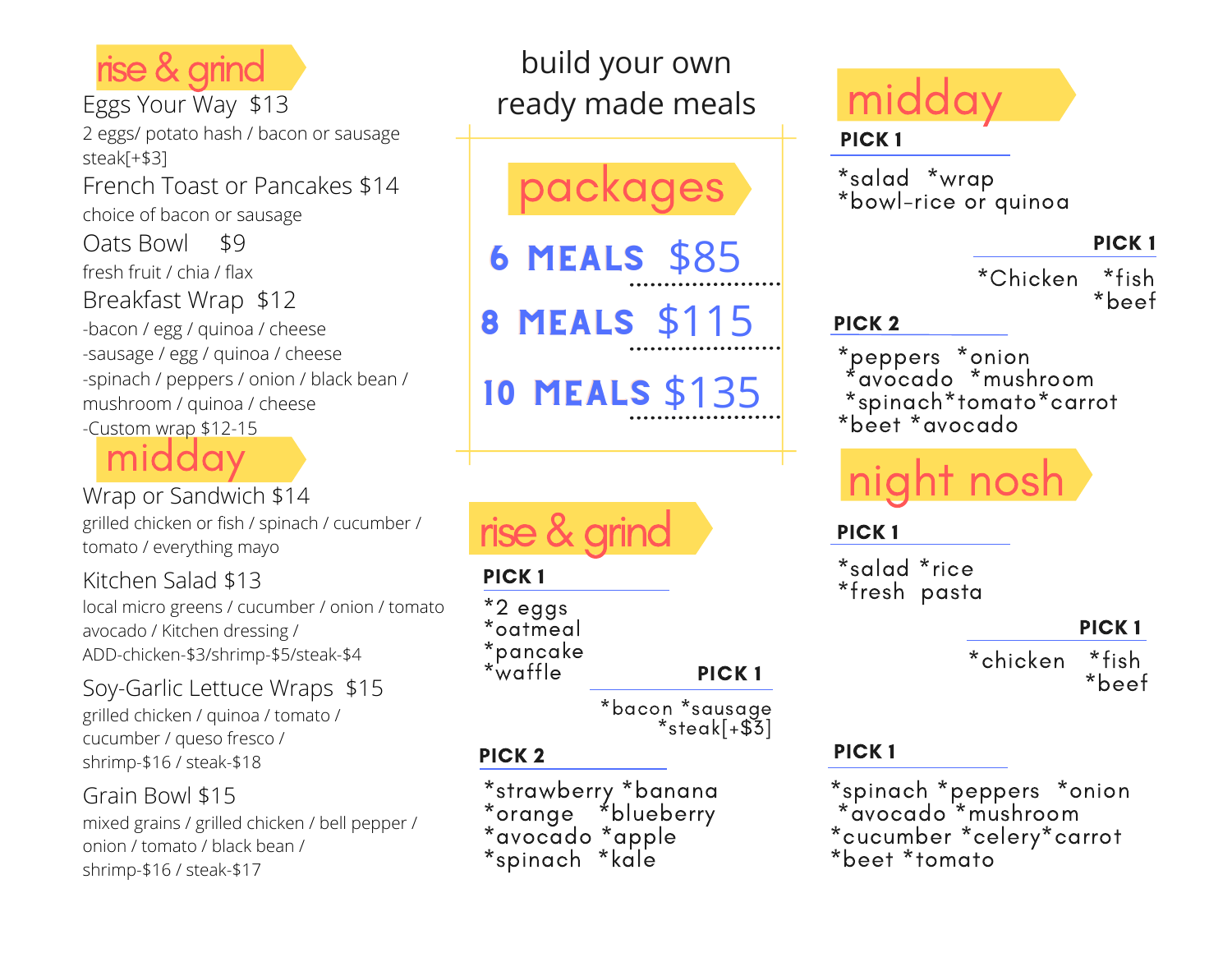## rise & grind

Eggs Your Way $13

2 eggs/ potato hash / bacon or sausage steak[+$3]

French Toast or Pancakes $14

choice of bacon or sausage

Oats Bowl $9

fresh fruit / chia / flax

Breakfast Wrap $12

-bacon / egg / quinoa / cheese
-sausage / egg / quinoa / cheese
-spinach / peppers / onion / black bean / mushroom / quinoa / cheese
-Custom wrap $12-15

## midday

Wrap or Sandwich $14

grilled chicken or fish / spinach / cucumber / tomato / everything mayo

Kitchen Salad $13

local micro greens / cucumber / onion / tomato avocado / Kitchen dressing /
ADD-chicken-$3/shrimp-$5/steak-$4

Soy-Garlic Lettuce Wraps $15

grilled chicken / quinoa / tomato / cucumber / queso fresco /
shrimp-$16 / steak-$18

Grain Bowl $15

mixed grains / grilled chicken / bell pepper / onion / tomato / black bean /
shrimp-$16 / steak-$17

# build your own ready made meals

## packages

**6 MEALS** $85

**8 MEALS** $115

**10 MEALS** $135

## rise & grind

**PICK 1**

*2 eggs
*oatmeal
*pancake
*waffle

**PICK 1**

*bacon *sausage
*steak[+$3]

**PICK 2**

*strawberry *banana
*orange *blueberry
*avocado *apple
*spinach *kale

## midday

**PICK 1**

*salad *wrap
*bowl-rice or quinoa

**PICK 1**

*Chicken *fish
*beef

**PICK 2**

*peppers *onion
*avocado *mushroom
*spinach*tomato*carrot
*beet *avocado

## night nosh

**PICK 1**

*salad *rice
*fresh pasta

**PICK 1**

*chicken *fish
*beef

**PICK 1**

*spinach *peppers *onion
*avocado *mushroom
*cucumber *celery*carrot
*beet *tomato